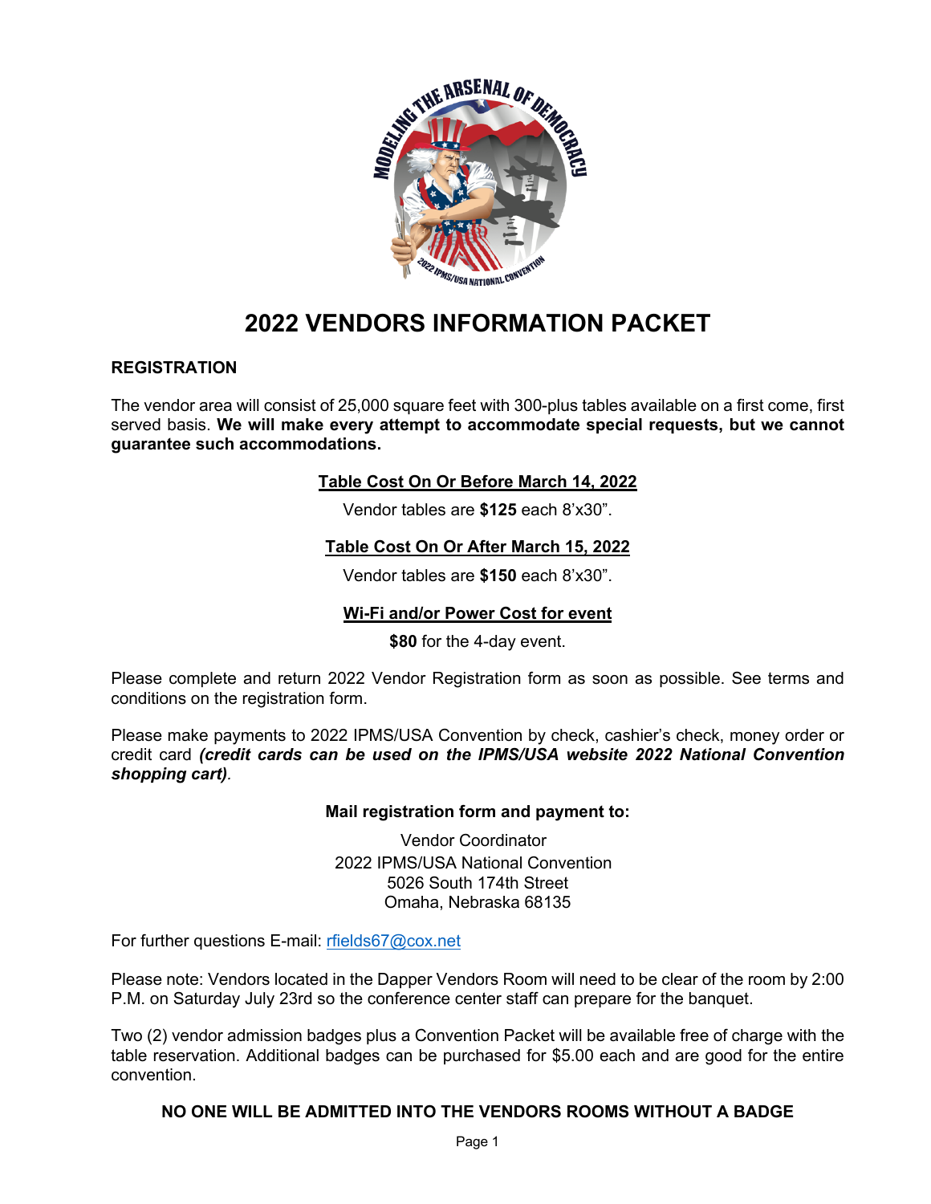# 2022 VENDORS INFORMATION PACKET

## REGISTRATION

The vendor area will consist of 25,000 square feet with 300-plus tables available on a first come, first served basis. **We will make every attempt to accommodate special requests, but we cannot guarantee such accommodations.**

**Table Cost On Or Before March 14, 2022**

Vendor tables are **$125** each 8'x30".

**Table Cost On Or After March 15, 2022**

Vendor tables are **$150** each 8'x30".

**Wi-Fi and/or Power Cost for event**

**$80** for the 4-day event.

Please complete and return 2022 Vendor Registration form as soon as possible. See terms and conditions on the registration form.

Please make payments to 2022 IPMS/USA Convention by check, cashier's check, money order or credit card ***(credit cards can be used on the IPMS/USA website 2022 National Convention shopping cart)***.

**Mail registration form and payment to:**

Vendor Coordinator
2022 IPMS/USA National Convention
5026 South 174th Street
Omaha, Nebraska 68135

For further questions E-mail: rfields67@cox.net

Please note: Vendors located in the Dapper Vendors Room will need to be clear of the room by 2:00 P.M. on Saturday July 23rd so the conference center staff can prepare for the banquet.

Two (2) vendor admission badges plus a Convention Packet will be available free of charge with the table reservation. Additional badges can be purchased for $5.00 each and are good for the entire convention.

**NO ONE WILL BE ADMITTED INTO THE VENDORS ROOMS WITHOUT A BADGE**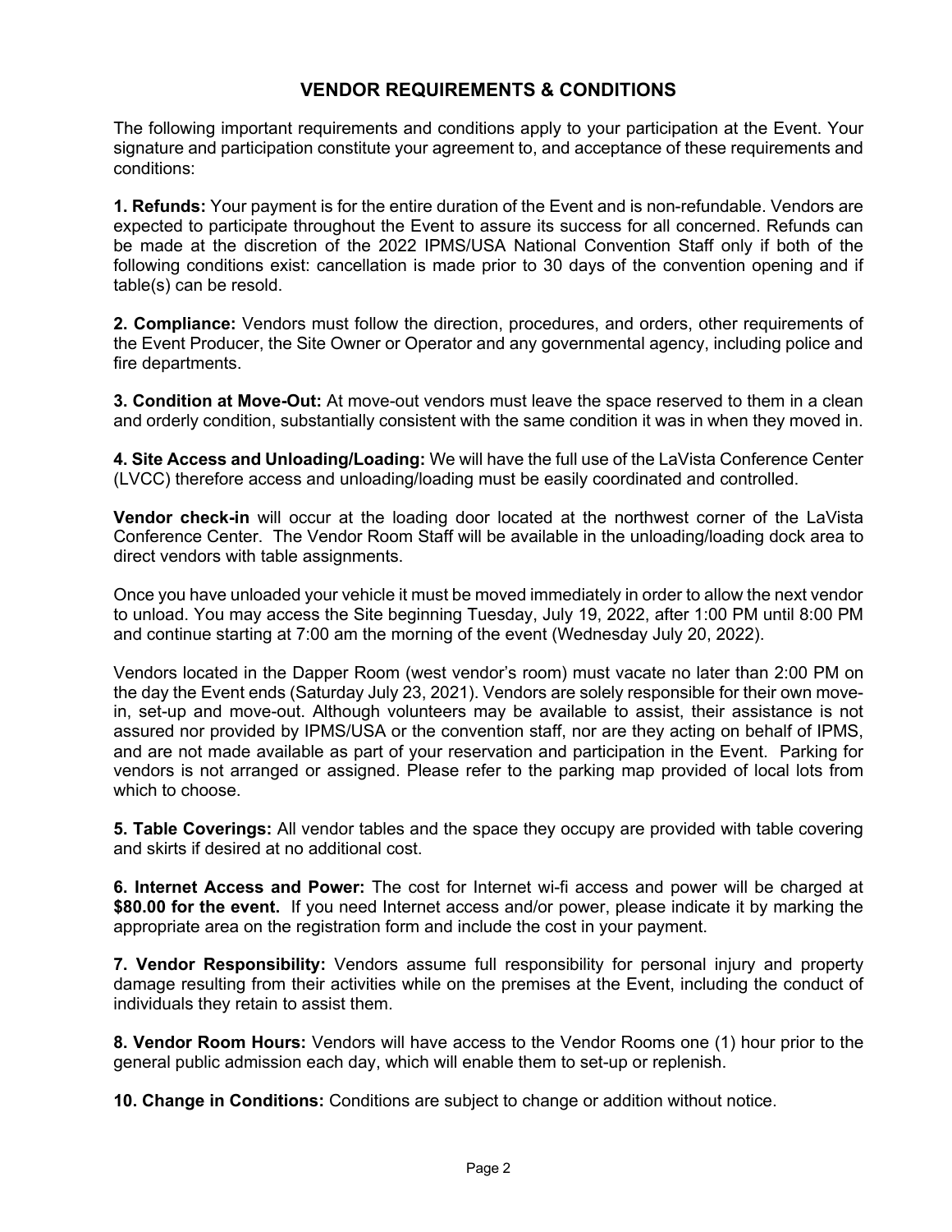## VENDOR REQUIREMENTS & CONDITIONS

The following important requirements and conditions apply to your participation at the Event. Your signature and participation constitute your agreement to, and acceptance of these requirements and conditions:

**1. Refunds:** Your payment is for the entire duration of the Event and is non-refundable. Vendors are expected to participate throughout the Event to assure its success for all concerned. Refunds can be made at the discretion of the 2022 IPMS/USA National Convention Staff only if both of the following conditions exist: cancellation is made prior to 30 days of the convention opening and if table(s) can be resold.

**2. Compliance:** Vendors must follow the direction, procedures, and orders, other requirements of the Event Producer, the Site Owner or Operator and any governmental agency, including police and fire departments.

**3. Condition at Move-Out:** At move-out vendors must leave the space reserved to them in a clean and orderly condition, substantially consistent with the same condition it was in when they moved in.

**4. Site Access and Unloading/Loading:** We will have the full use of the LaVista Conference Center (LVCC) therefore access and unloading/loading must be easily coordinated and controlled.

**Vendor check-in** will occur at the loading door located at the northwest corner of the LaVista Conference Center. The Vendor Room Staff will be available in the unloading/loading dock area to direct vendors with table assignments.

Once you have unloaded your vehicle it must be moved immediately in order to allow the next vendor to unload. You may access the Site beginning Tuesday, July 19, 2022, after 1:00 PM until 8:00 PM and continue starting at 7:00 am the morning of the event (Wednesday July 20, 2022).

Vendors located in the Dapper Room (west vendor's room) must vacate no later than 2:00 PM on the day the Event ends (Saturday July 23, 2021). Vendors are solely responsible for their own move-in, set-up and move-out. Although volunteers may be available to assist, their assistance is not assured nor provided by IPMS/USA or the convention staff, nor are they acting on behalf of IPMS, and are not made available as part of your reservation and participation in the Event. Parking for vendors is not arranged or assigned. Please refer to the parking map provided of local lots from which to choose.

**5. Table Coverings:** All vendor tables and the space they occupy are provided with table covering and skirts if desired at no additional cost.

**6. Internet Access and Power:** The cost for Internet wi-fi access and power will be charged at **$80.00 for the event.** If you need Internet access and/or power, please indicate it by marking the appropriate area on the registration form and include the cost in your payment.

**7. Vendor Responsibility:** Vendors assume full responsibility for personal injury and property damage resulting from their activities while on the premises at the Event, including the conduct of individuals they retain to assist them.

**8. Vendor Room Hours:** Vendors will have access to the Vendor Rooms one (1) hour prior to the general public admission each day, which will enable them to set-up or replenish.

**10. Change in Conditions:** Conditions are subject to change or addition without notice.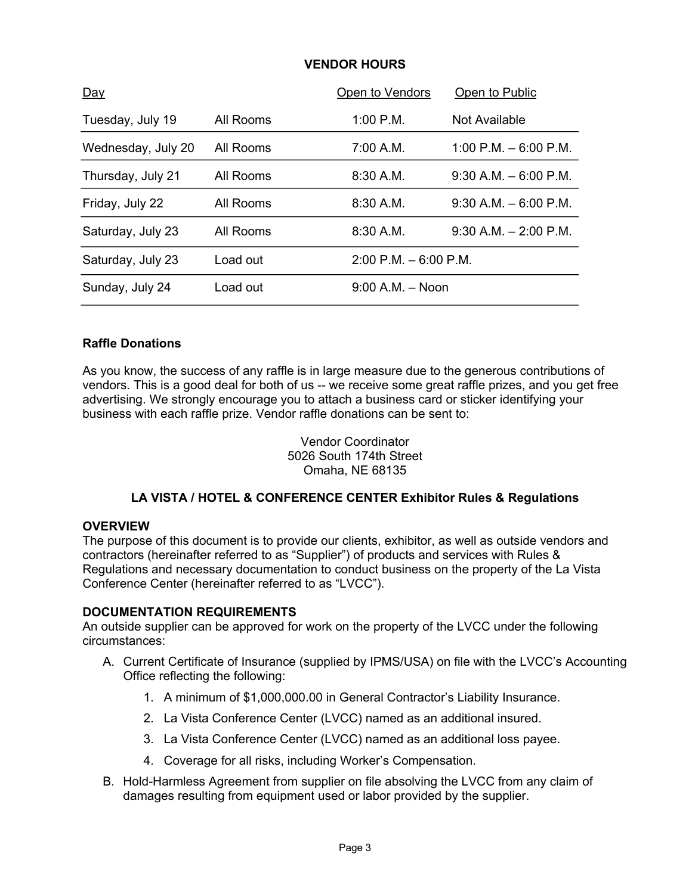## VENDOR HOURS

| Day | | Open to Vendors | Open to Public |
|---|---|---|---|
| Tuesday, July 19 | All Rooms | 1:00 P.M. | Not Available |
| Wednesday, July 20 | All Rooms | 7:00 A.M. | 1:00 P.M. – 6:00 P.M. |
| Thursday, July 21 | All Rooms | 8:30 A.M. | 9:30 A.M. – 6:00 P.M. |
| Friday, July 22 | All Rooms | 8:30 A.M. | 9:30 A.M. – 6:00 P.M. |
| Saturday, July 23 | All Rooms | 8:30 A.M. | 9:30 A.M. – 2:00 P.M. |
| Saturday, July 23 | Load out | 2:00 P.M. – 6:00 P.M. | |
| Sunday, July 24 | Load out | 9:00 A.M. – Noon | |

### Raffle Donations

As you know, the success of any raffle is in large measure due to the generous contributions of vendors. This is a good deal for both of us -- we receive some great raffle prizes, and you get free advertising. We strongly encourage you to attach a business card or sticker identifying your business with each raffle prize. Vendor raffle donations can be sent to:

Vendor Coordinator
5026 South 174th Street
Omaha, NE 68135

## LA VISTA / HOTEL & CONFERENCE CENTER Exhibitor Rules & Regulations

### OVERVIEW

The purpose of this document is to provide our clients, exhibitor, as well as outside vendors and contractors (hereinafter referred to as "Supplier") of products and services with Rules & Regulations and necessary documentation to conduct business on the property of the La Vista Conference Center (hereinafter referred to as "LVCC").

### DOCUMENTATION REQUIREMENTS

An outside supplier can be approved for work on the property of the LVCC under the following circumstances:

A. Current Certificate of Insurance (supplied by IPMS/USA) on file with the LVCC's Accounting Office reflecting the following:
   1. A minimum of $1,000,000.00 in General Contractor's Liability Insurance.
   2. La Vista Conference Center (LVCC) named as an additional insured.
   3. La Vista Conference Center (LVCC) named as an additional loss payee.
   4. Coverage for all risks, including Worker's Compensation.

B. Hold-Harmless Agreement from supplier on file absolving the LVCC from any claim of damages resulting from equipment used or labor provided by the supplier.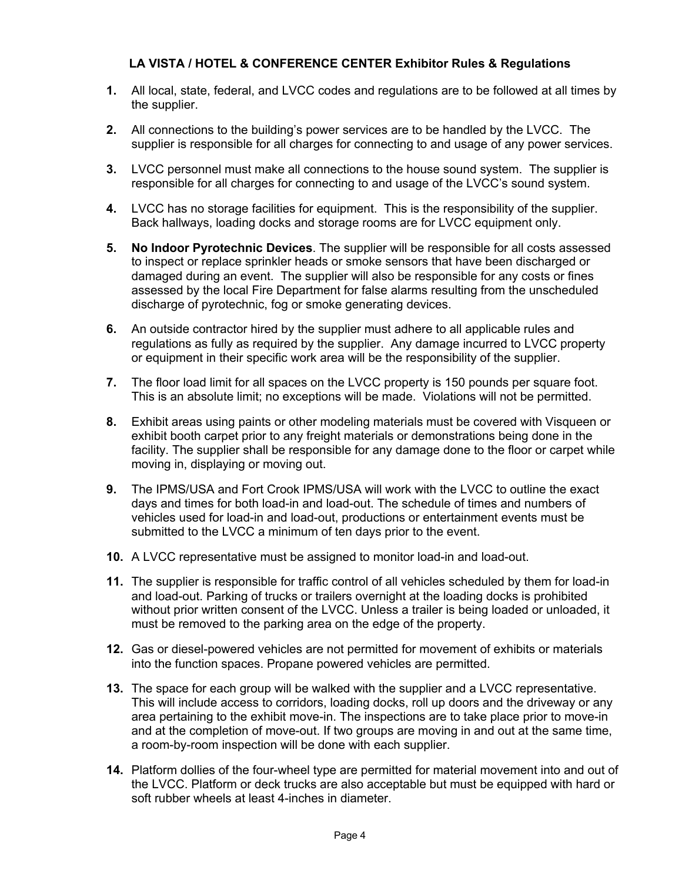## LA VISTA / HOTEL & CONFERENCE CENTER Exhibitor Rules & Regulations

1. All local, state, federal, and LVCC codes and regulations are to be followed at all times by the supplier.

2. All connections to the building's power services are to be handled by the LVCC. The supplier is responsible for all charges for connecting to and usage of any power services.

3. LVCC personnel must make all connections to the house sound system. The supplier is responsible for all charges for connecting to and usage of the LVCC's sound system.

4. LVCC has no storage facilities for equipment. This is the responsibility of the supplier. Back hallways, loading docks and storage rooms are for LVCC equipment only.

5. **No Indoor Pyrotechnic Devices**. The supplier will be responsible for all costs assessed to inspect or replace sprinkler heads or smoke sensors that have been discharged or damaged during an event. The supplier will also be responsible for any costs or fines assessed by the local Fire Department for false alarms resulting from the unscheduled discharge of pyrotechnic, fog or smoke generating devices.

6. An outside contractor hired by the supplier must adhere to all applicable rules and regulations as fully as required by the supplier. Any damage incurred to LVCC property or equipment in their specific work area will be the responsibility of the supplier.

7. The floor load limit for all spaces on the LVCC property is 150 pounds per square foot. This is an absolute limit; no exceptions will be made. Violations will not be permitted.

8. Exhibit areas using paints or other modeling materials must be covered with Visqueen or exhibit booth carpet prior to any freight materials or demonstrations being done in the facility. The supplier shall be responsible for any damage done to the floor or carpet while moving in, displaying or moving out.

9. The IPMS/USA and Fort Crook IPMS/USA will work with the LVCC to outline the exact days and times for both load-in and load-out. The schedule of times and numbers of vehicles used for load-in and load-out, productions or entertainment events must be submitted to the LVCC a minimum of ten days prior to the event.

10. A LVCC representative must be assigned to monitor load-in and load-out.

11. The supplier is responsible for traffic control of all vehicles scheduled by them for load-in and load-out. Parking of trucks or trailers overnight at the loading docks is prohibited without prior written consent of the LVCC. Unless a trailer is being loaded or unloaded, it must be removed to the parking area on the edge of the property.

12. Gas or diesel-powered vehicles are not permitted for movement of exhibits or materials into the function spaces. Propane powered vehicles are permitted.

13. The space for each group will be walked with the supplier and a LVCC representative. This will include access to corridors, loading docks, roll up doors and the driveway or any area pertaining to the exhibit move-in. The inspections are to take place prior to move-in and at the completion of move-out. If two groups are moving in and out at the same time, a room-by-room inspection will be done with each supplier.

14. Platform dollies of the four-wheel type are permitted for material movement into and out of the LVCC. Platform or deck trucks are also acceptable but must be equipped with hard or soft rubber wheels at least 4-inches in diameter.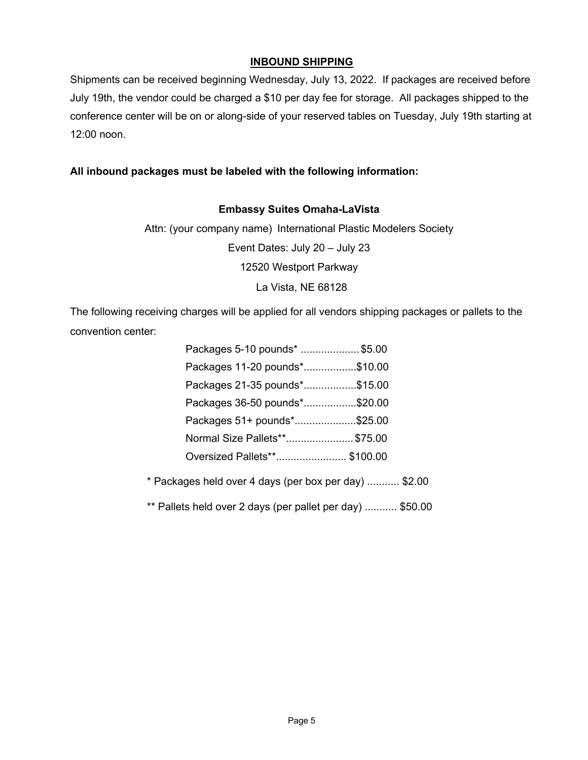## INBOUND SHIPPING

Shipments can be received beginning Wednesday, July 13, 2022. If packages are received before July 19th, the vendor could be charged a $10 per day fee for storage. All packages shipped to the conference center will be on or along-side of your reserved tables on Tuesday, July 19th starting at 12:00 noon.

**All inbound packages must be labeled with the following information:**

**Embassy Suites Omaha-LaVista**

Attn: (your company name) International Plastic Modelers Society

Event Dates: July 20 – July 23

12520 Westport Parkway

La Vista, NE 68128

The following receiving charges will be applied for all vendors shipping packages or pallets to the convention center:

Packages 5-10 pounds* .................... $5.00

Packages 11-20 pounds*.................. $10.00

Packages 21-35 pounds*.................. $15.00

Packages 36-50 pounds*.................. $20.00

Packages 51+ pounds*..................... $25.00

Normal Size Pallets**....................... $75.00

Oversized Pallets**........................ $100.00

* Packages held over 4 days (per box per day) ........... $2.00

** Pallets held over 2 days (per pallet per day) ........... $50.00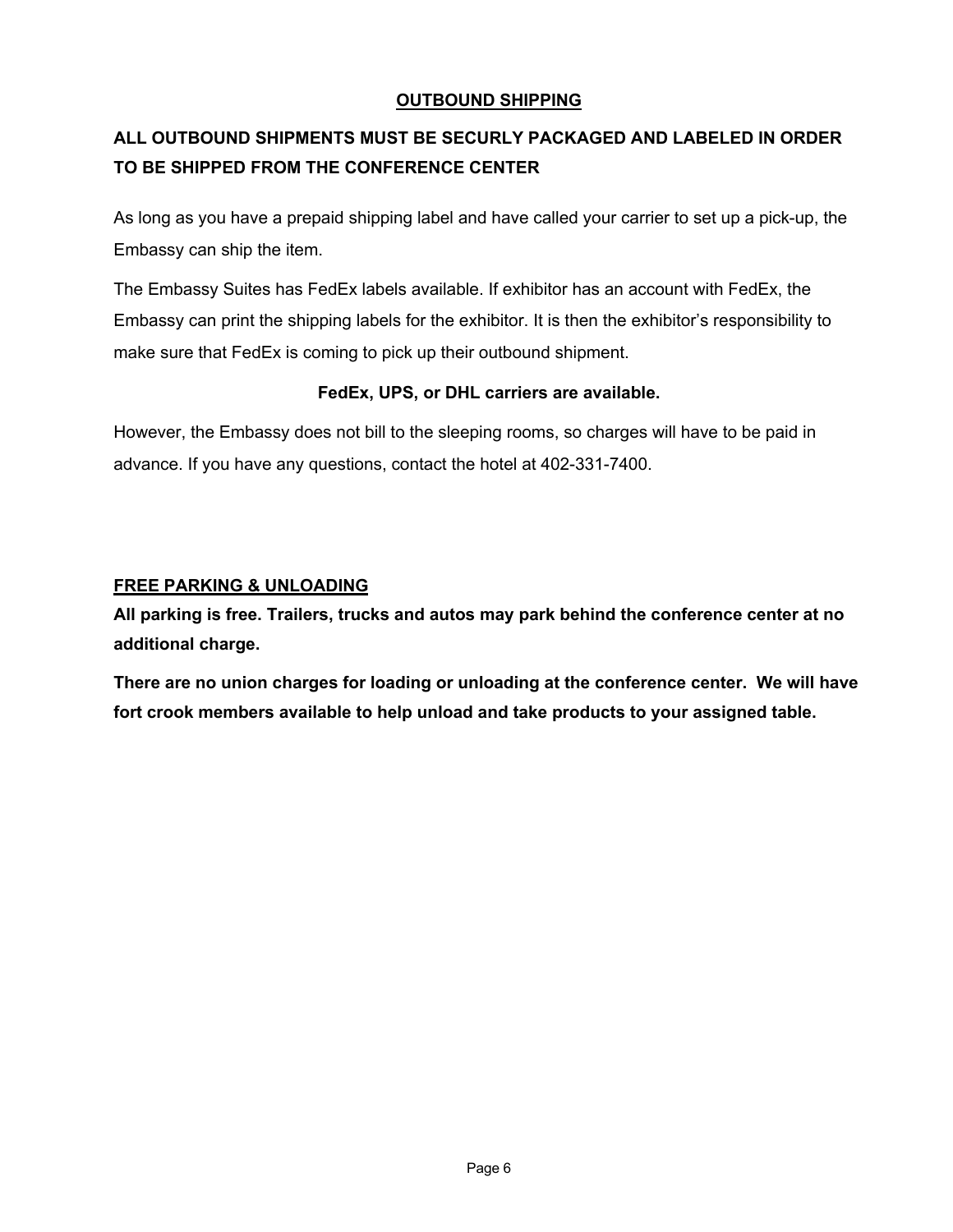## OUTBOUND SHIPPING

**ALL OUTBOUND SHIPMENTS MUST BE SECURLY PACKAGED AND LABELED IN ORDER TO BE SHIPPED FROM THE CONFERENCE CENTER**

As long as you have a prepaid shipping label and have called your carrier to set up a pick-up, the Embassy can ship the item.

The Embassy Suites has FedEx labels available. If exhibitor has an account with FedEx, the Embassy can print the shipping labels for the exhibitor. It is then the exhibitor's responsibility to make sure that FedEx is coming to pick up their outbound shipment.

**FedEx, UPS, or DHL carriers are available.**

However, the Embassy does not bill to the sleeping rooms, so charges will have to be paid in advance. If you have any questions, contact the hotel at 402-331-7400.

## FREE PARKING & UNLOADING

**All parking is free. Trailers, trucks and autos may park behind the conference center at no additional charge.**

**There are no union charges for loading or unloading at the conference center. We will have fort crook members available to help unload and take products to your assigned table.**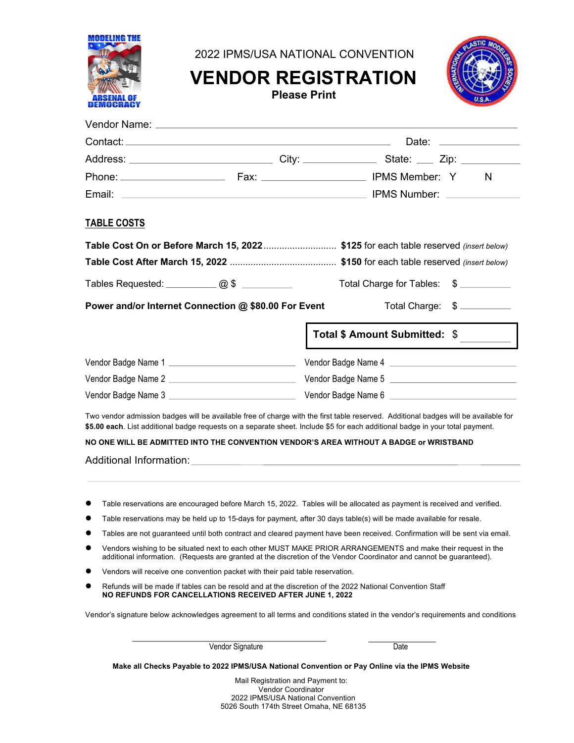2022 IPMS/USA NATIONAL CONVENTION

# VENDOR REGISTRATION

**Please Print**

Vendor Name: ____________________________________________

Contact: ____________________________________ Date: ____________

Address: ____________________ City: ____________ State: ___ Zip: __________

Phone: ______________ Fax: ______________ IPMS Member: Y N

Email: ______________________________ IPMS Number: ____________

## TABLE COSTS

**Table Cost On or Before March 15, 2022**............................ **$125** for each table reserved *(insert below)*

**Table Cost After March 15, 2022** ........................................ **$150** for each table reserved *(insert below)*

Tables Requested: ________ @ $ ________ Total Charge for Tables: $ ________

**Power and/or Internet Connection @ $80.00 For Event** Total Charge: $ ________

**Total $ Amount Submitted: $ ________**

Vendor Badge Name 1 ____________________ Vendor Badge Name 4 ____________________

Vendor Badge Name 2 ____________________ Vendor Badge Name 5 ____________________

Vendor Badge Name 3 ____________________ Vendor Badge Name 6 ____________________

Two vendor admission badges will be available free of charge with the first table reserved. Additional badges will be available for **$5.00 each**. List additional badge requests on a separate sheet. Include $5 for each additional badge in your total payment.

**NO ONE WILL BE ADMITTED INTO THE CONVENTION VENDOR'S AREA WITHOUT A BADGE or WRISTBAND**

Additional Information: ____________________________________________

- Table reservations are encouraged before March 15, 2022. Tables will be allocated as payment is received and verified.
- Table reservations may be held up to 15-days for payment, after 30 days table(s) will be made available for resale.
- Tables are not guaranteed until both contract and cleared payment have been received. Confirmation will be sent via email.
- Vendors wishing to be situated next to each other MUST MAKE PRIOR ARRANGEMENTS and make their request in the additional information. (Requests are granted at the discretion of the Vendor Coordinator and cannot be guaranteed).
- Vendors will receive one convention packet with their paid table reservation.
- Refunds will be made if tables can be resold and at the discretion of the 2022 National Convention Staff
  **NO REFUNDS FOR CANCELLATIONS RECEIVED AFTER JUNE 1, 2022**

Vendor's signature below acknowledges agreement to all terms and conditions stated in the vendor's requirements and conditions

______________________________ Vendor Signature ______________ Date

**Make all Checks Payable to 2022 IPMS/USA National Convention or Pay Online via the IPMS Website**

Mail Registration and Payment to:
Vendor Coordinator
2022 IPMS/USA National Convention
5026 South 174th Street Omaha, NE 68135